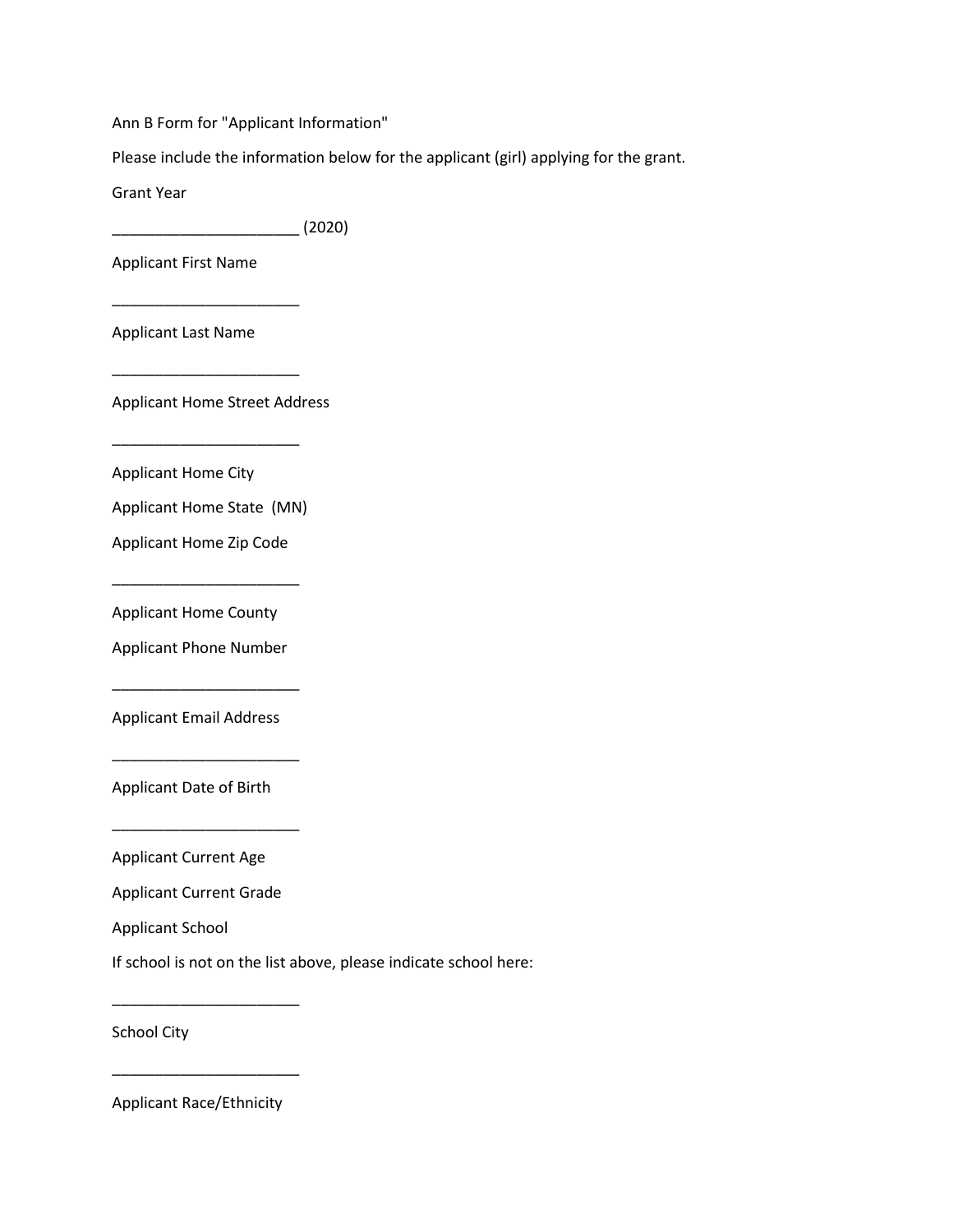Ann B Form for "Applicant Information"

Please include the information below for the applicant (girl) applying for the grant.

Grant Year

______________________ (2020)

Applicant First Name

______________________

Applicant Last Name

______________________

Applicant Home Street Address

______________________

Applicant Home City

Applicant Home State  (MN)

Applicant Home Zip Code

______________________

Applicant Home County

Applicant Phone Number

______________________

Applicant Email Address

______________________

Applicant Date of Birth

______________________

Applicant Current Age

Applicant Current Grade

Applicant School

If school is not on the list above, please indicate school here:

______________________

School City

______________________

Applicant Race/Ethnicity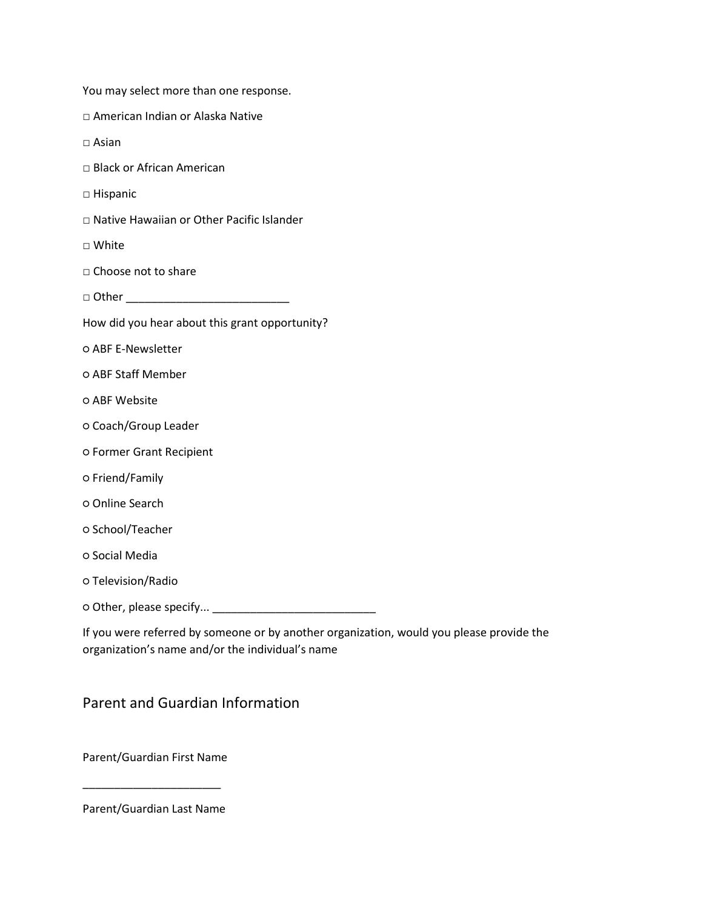You may select more than one response.

□ American Indian or Alaska Native

□ Asian

□ Black or African American

□ Hispanic

□ Native Hawaiian or Other Pacific Islander

□ White

□ Choose not to share

□ Other __________________________

How did you hear about this grant opportunity?

○ ABF E-Newsletter

○ ABF Staff Member

○ ABF Website

○ Coach/Group Leader

○ Former Grant Recipient

○ Friend/Family

○ Online Search

○ School/Teacher

○ Social Media

○ Television/Radio

○ Other, please specify... __________________________

If you were referred by someone or by another organization, would you please provide the organization's name and/or the individual's name

## Parent and Guardian Information

Parent/Guardian First Name

______________________

Parent/Guardian Last Name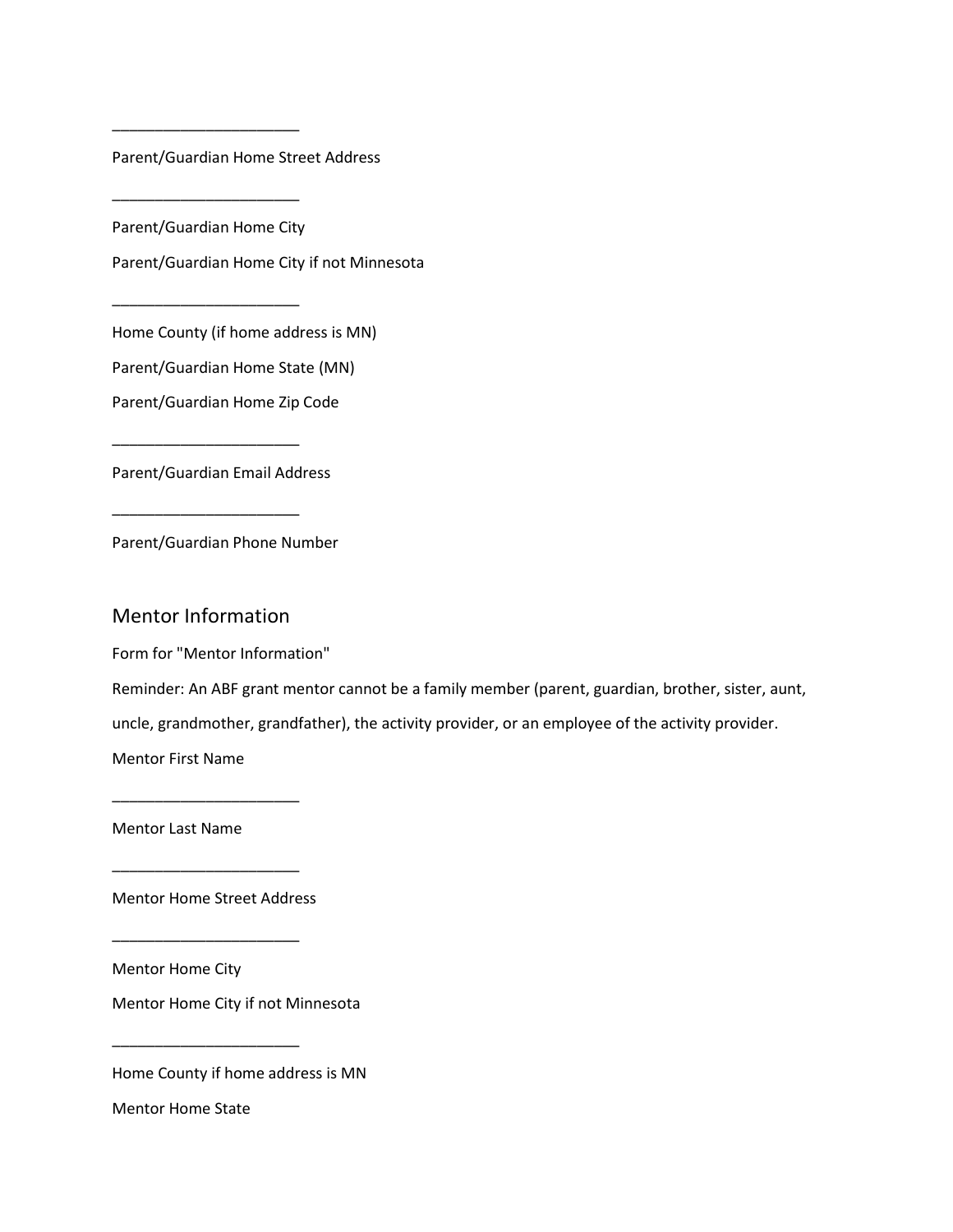______________________

Parent/Guardian Home Street Address

______________________

Parent/Guardian Home City

Parent/Guardian Home City if not Minnesota

______________________

Home County (if home address is MN)

Parent/Guardian Home State (MN)

Parent/Guardian Home Zip Code

______________________

Parent/Guardian Email Address

______________________

Parent/Guardian Phone Number

## Mentor Information

Form for "Mentor Information"

Reminder: An ABF grant mentor cannot be a family member (parent, guardian, brother, sister, aunt, uncle, grandmother, grandfather), the activity provider, or an employee of the activity provider.

Mentor First Name

______________________

Mentor Last Name

______________________

Mentor Home Street Address

______________________

Mentor Home City

Mentor Home City if not Minnesota

______________________

Home County if home address is MN

Mentor Home State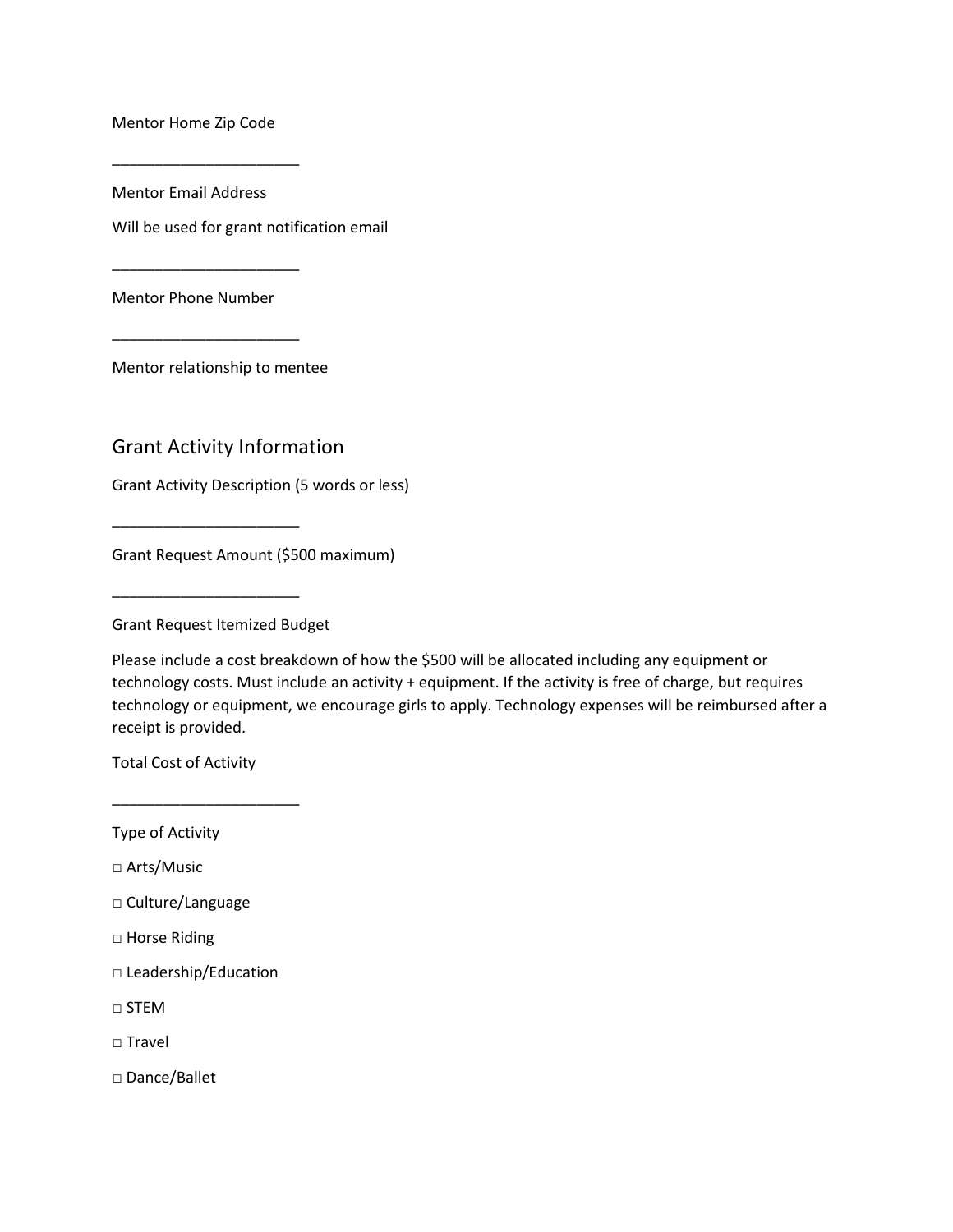Mentor Home Zip Code

______________________

Mentor Email Address

Will be used for grant notification email

______________________

Mentor Phone Number

______________________

Mentor relationship to mentee

## Grant Activity Information

Grant Activity Description (5 words or less)

______________________

Grant Request Amount ($500 maximum)

______________________

Grant Request Itemized Budget

Please include a cost breakdown of how the $500 will be allocated including any equipment or technology costs. Must include an activity + equipment. If the activity is free of charge, but requires technology or equipment, we encourage girls to apply. Technology expenses will be reimbursed after a receipt is provided.

Total Cost of Activity

______________________

Type of Activity

□ Arts/Music

□ Culture/Language

□ Horse Riding

□ Leadership/Education

□ STEM

□ Travel

□ Dance/Ballet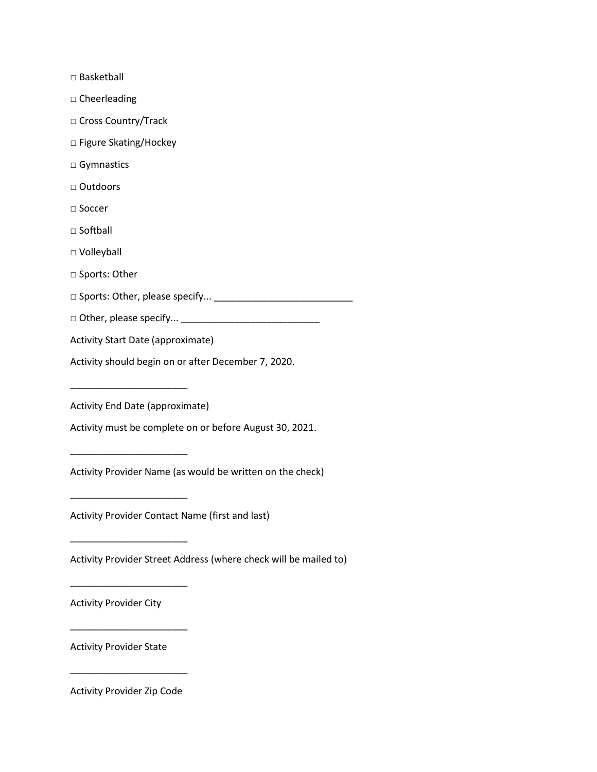□ Basketball

□ Cheerleading

□ Cross Country/Track

□ Figure Skating/Hockey

□ Gymnastics

□ Outdoors

□ Soccer

□ Softball

□ Volleyball

□ Sports: Other

□ Sports: Other, please specify... __________________________

□ Other, please specify... __________________________

Activity Start Date (approximate)

Activity should begin on or after December 7, 2020.

______________________

Activity End Date (approximate)

Activity must be complete on or before August 30, 2021.

______________________

Activity Provider Name (as would be written on the check)

______________________

Activity Provider Contact Name (first and last)

______________________

Activity Provider Street Address (where check will be mailed to)

______________________

Activity Provider City

______________________

Activity Provider State

______________________

Activity Provider Zip Code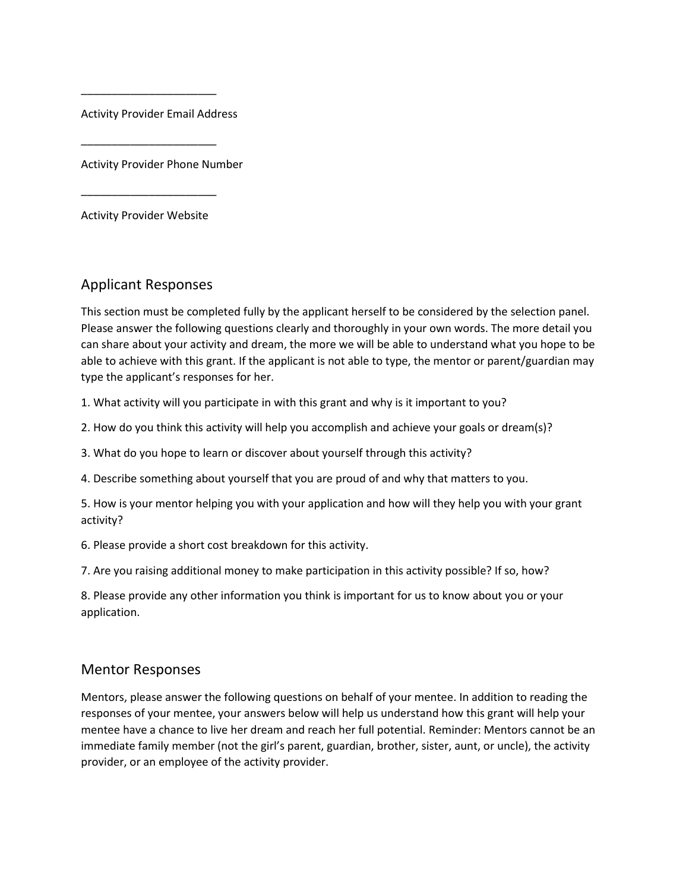______________________

Activity Provider Email Address

______________________

Activity Provider Phone Number

______________________

Activity Provider Website

## Applicant Responses

This section must be completed fully by the applicant herself to be considered by the selection panel. Please answer the following questions clearly and thoroughly in your own words. The more detail you can share about your activity and dream, the more we will be able to understand what you hope to be able to achieve with this grant. If the applicant is not able to type, the mentor or parent/guardian may type the applicant's responses for her.

1. What activity will you participate in with this grant and why is it important to you?

2. How do you think this activity will help you accomplish and achieve your goals or dream(s)?

3. What do you hope to learn or discover about yourself through this activity?

4. Describe something about yourself that you are proud of and why that matters to you.

5. How is your mentor helping you with your application and how will they help you with your grant activity?

6. Please provide a short cost breakdown for this activity.

7. Are you raising additional money to make participation in this activity possible? If so, how?

8. Please provide any other information you think is important for us to know about you or your application.

## Mentor Responses

Mentors, please answer the following questions on behalf of your mentee. In addition to reading the responses of your mentee, your answers below will help us understand how this grant will help your mentee have a chance to live her dream and reach her full potential. Reminder: Mentors cannot be an immediate family member (not the girl's parent, guardian, brother, sister, aunt, or uncle), the activity provider, or an employee of the activity provider.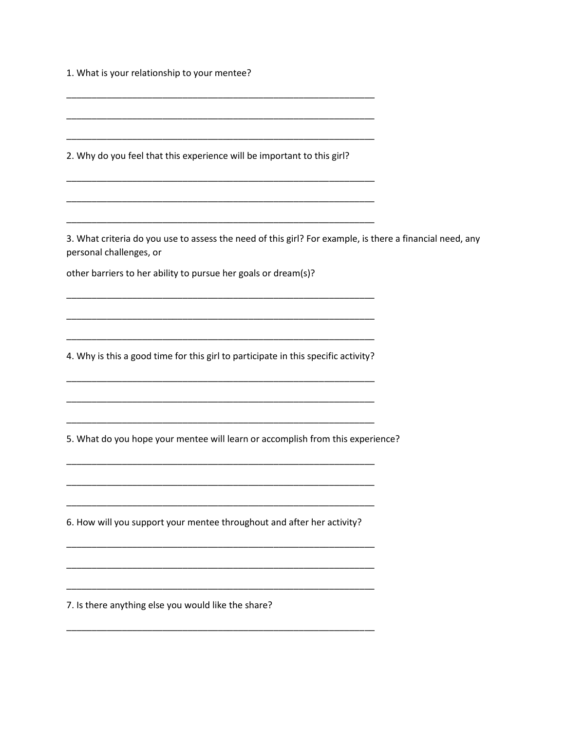1. What is your relationship to your mentee?

_______________________________________________________________

_______________________________________________________________

_______________________________________________________________

2. Why do you feel that this experience will be important to this girl?

_______________________________________________________________

_______________________________________________________________

_______________________________________________________________

3. What criteria do you use to assess the need of this girl? For example, is there a financial need, any personal challenges, or

other barriers to her ability to pursue her goals or dream(s)?

_______________________________________________________________

_______________________________________________________________

_______________________________________________________________

4. Why is this a good time for this girl to participate in this specific activity?

_______________________________________________________________

_______________________________________________________________

_______________________________________________________________

5. What do you hope your mentee will learn or accomplish from this experience?

_______________________________________________________________

_______________________________________________________________

_______________________________________________________________

6. How will you support your mentee throughout and after her activity?

_______________________________________________________________

_______________________________________________________________

_______________________________________________________________

7. Is there anything else you would like the share?

_______________________________________________________________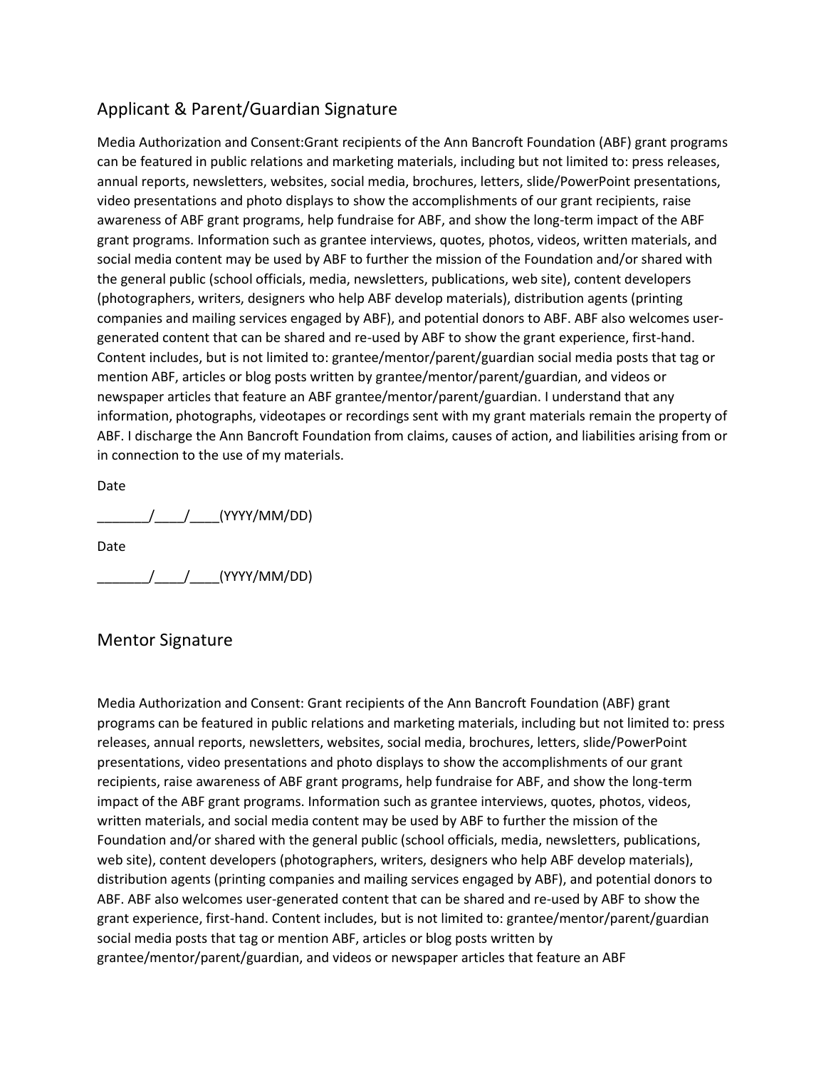## Applicant & Parent/Guardian Signature

Media Authorization and Consent:Grant recipients of the Ann Bancroft Foundation (ABF) grant programs can be featured in public relations and marketing materials, including but not limited to: press releases, annual reports, newsletters, websites, social media, brochures, letters, slide/PowerPoint presentations, video presentations and photo displays to show the accomplishments of our grant recipients, raise awareness of ABF grant programs, help fundraise for ABF, and show the long-term impact of the ABF grant programs. Information such as grantee interviews, quotes, photos, videos, written materials, and social media content may be used by ABF to further the mission of the Foundation and/or shared with the general public (school officials, media, newsletters, publications, web site), content developers (photographers, writers, designers who help ABF develop materials), distribution agents (printing companies and mailing services engaged by ABF), and potential donors to ABF. ABF also welcomes user-generated content that can be shared and re-used by ABF to show the grant experience, first-hand. Content includes, but is not limited to: grantee/mentor/parent/guardian social media posts that tag or mention ABF, articles or blog posts written by grantee/mentor/parent/guardian, and videos or newspaper articles that feature an ABF grantee/mentor/parent/guardian. I understand that any information, photographs, videotapes or recordings sent with my grant materials remain the property of ABF. I discharge the Ann Bancroft Foundation from claims, causes of action, and liabilities arising from or in connection to the use of my materials.

Date

_______/____/____(YYYY/MM/DD)

Date

_______/____/____(YYYY/MM/DD)

## Mentor Signature

Media Authorization and Consent: Grant recipients of the Ann Bancroft Foundation (ABF) grant programs can be featured in public relations and marketing materials, including but not limited to: press releases, annual reports, newsletters, websites, social media, brochures, letters, slide/PowerPoint presentations, video presentations and photo displays to show the accomplishments of our grant recipients, raise awareness of ABF grant programs, help fundraise for ABF, and show the long-term impact of the ABF grant programs. Information such as grantee interviews, quotes, photos, videos, written materials, and social media content may be used by ABF to further the mission of the Foundation and/or shared with the general public (school officials, media, newsletters, publications, web site), content developers (photographers, writers, designers who help ABF develop materials), distribution agents (printing companies and mailing services engaged by ABF), and potential donors to ABF. ABF also welcomes user-generated content that can be shared and re-used by ABF to show the grant experience, first-hand. Content includes, but is not limited to: grantee/mentor/parent/guardian social media posts that tag or mention ABF, articles or blog posts written by grantee/mentor/parent/guardian, and videos or newspaper articles that feature an ABF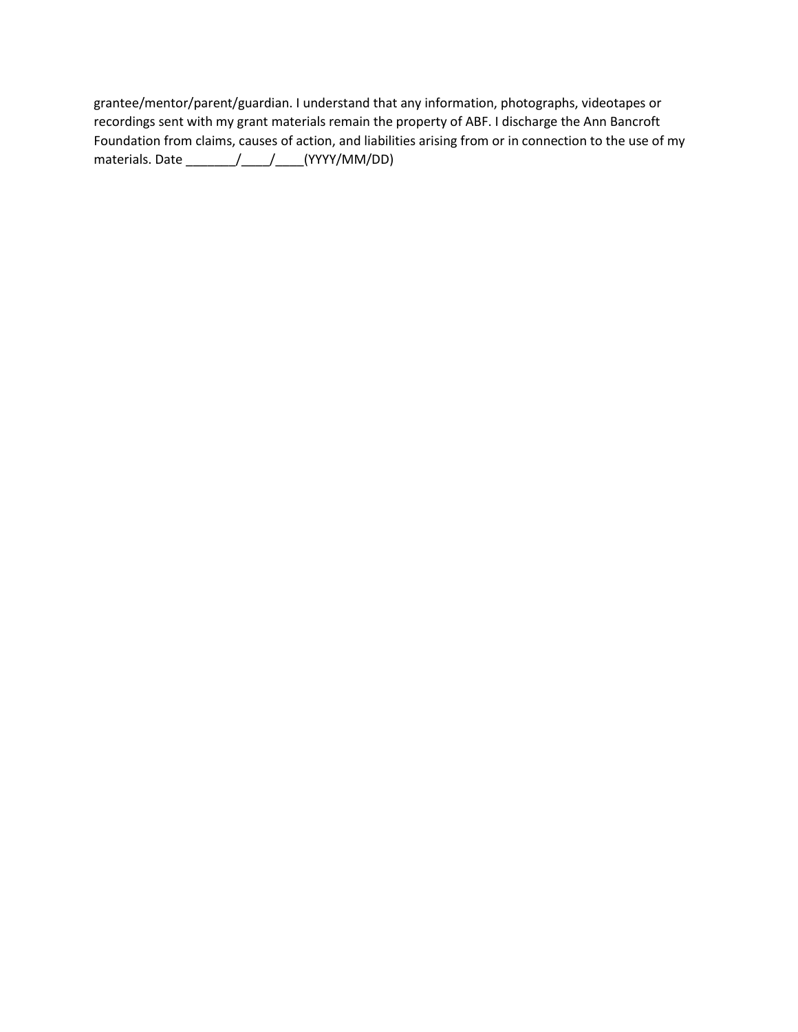grantee/mentor/parent/guardian. I understand that any information, photographs, videotapes or recordings sent with my grant materials remain the property of ABF. I discharge the Ann Bancroft Foundation from claims, causes of action, and liabilities arising from or in connection to the use of my materials. Date _______/____/____(YYYY/MM/DD)